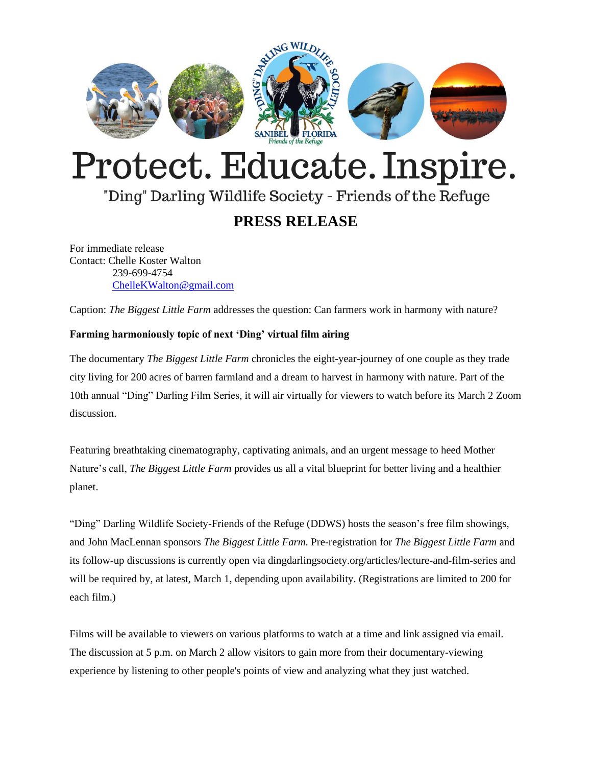# Protect. Educate. Inspire.

"Ding" Darling Wildlife Society - Friends of the Refuge

## PRESS RELEASE

For immediate release
Contact: Chelle Koster Walton
239-699-4754
ChelleKWalton@gmail.com

Caption: *The Biggest Little Farm* addresses the question: Can farmers work in harmony with nature?

**Farming harmoniously topic of next 'Ding' virtual film airing**

The documentary *The Biggest Little Farm* chronicles the eight-year-journey of one couple as they trade city living for 200 acres of barren farmland and a dream to harvest in harmony with nature. Part of the 10th annual "Ding" Darling Film Series, it will air virtually for viewers to watch before its March 2 Zoom discussion.

Featuring breathtaking cinematography, captivating animals, and an urgent message to heed Mother Nature's call, *The Biggest Little Farm* provides us all a vital blueprint for better living and a healthier planet.

"Ding" Darling Wildlife Society-Friends of the Refuge (DDWS) hosts the season's free film showings, and John MacLennan sponsors *The Biggest Little Farm.* Pre-registration for *The Biggest Little Farm* and its follow-up discussions is currently open via dingdarlingsociety.org/articles/lecture-and-film-series and will be required by, at latest, March 1, depending upon availability. (Registrations are limited to 200 for each film.)

Films will be available to viewers on various platforms to watch at a time and link assigned via email. The discussion at 5 p.m. on March 2 allow visitors to gain more from their documentary-viewing experience by listening to other people's points of view and analyzing what they just watched.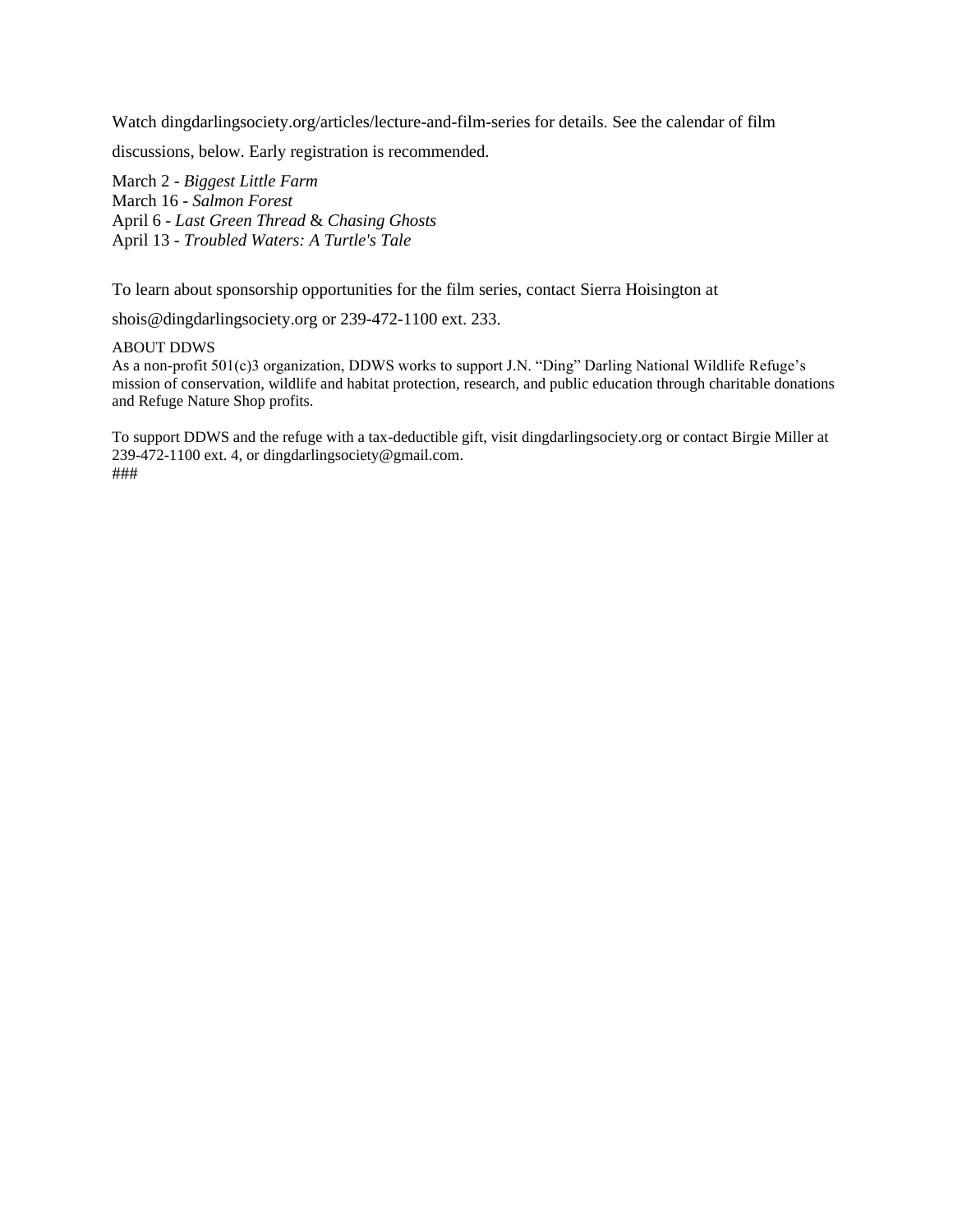Watch dingdarlingsociety.org/articles/lecture-and-film-series for details. See the calendar of film discussions, below. Early registration is recommended.

March 2 - *Biggest Little Farm*
March 16 - *Salmon Forest*
April 6 - *Last Green Thread* & *Chasing Ghosts*
April 13 - *Troubled Waters: A Turtle's Tale*

To learn about sponsorship opportunities for the film series, contact Sierra Hoisington at shois@dingdarlingsociety.org or 239-472-1100 ext. 233.

ABOUT DDWS
As a non-profit 501(c)3 organization, DDWS works to support J.N. "Ding" Darling National Wildlife Refuge's mission of conservation, wildlife and habitat protection, research, and public education through charitable donations and Refuge Nature Shop profits.

To support DDWS and the refuge with a tax-deductible gift, visit dingdarlingsociety.org or contact Birgie Miller at 239-472-1100 ext. 4, or dingdarlingsociety@gmail.com.
###